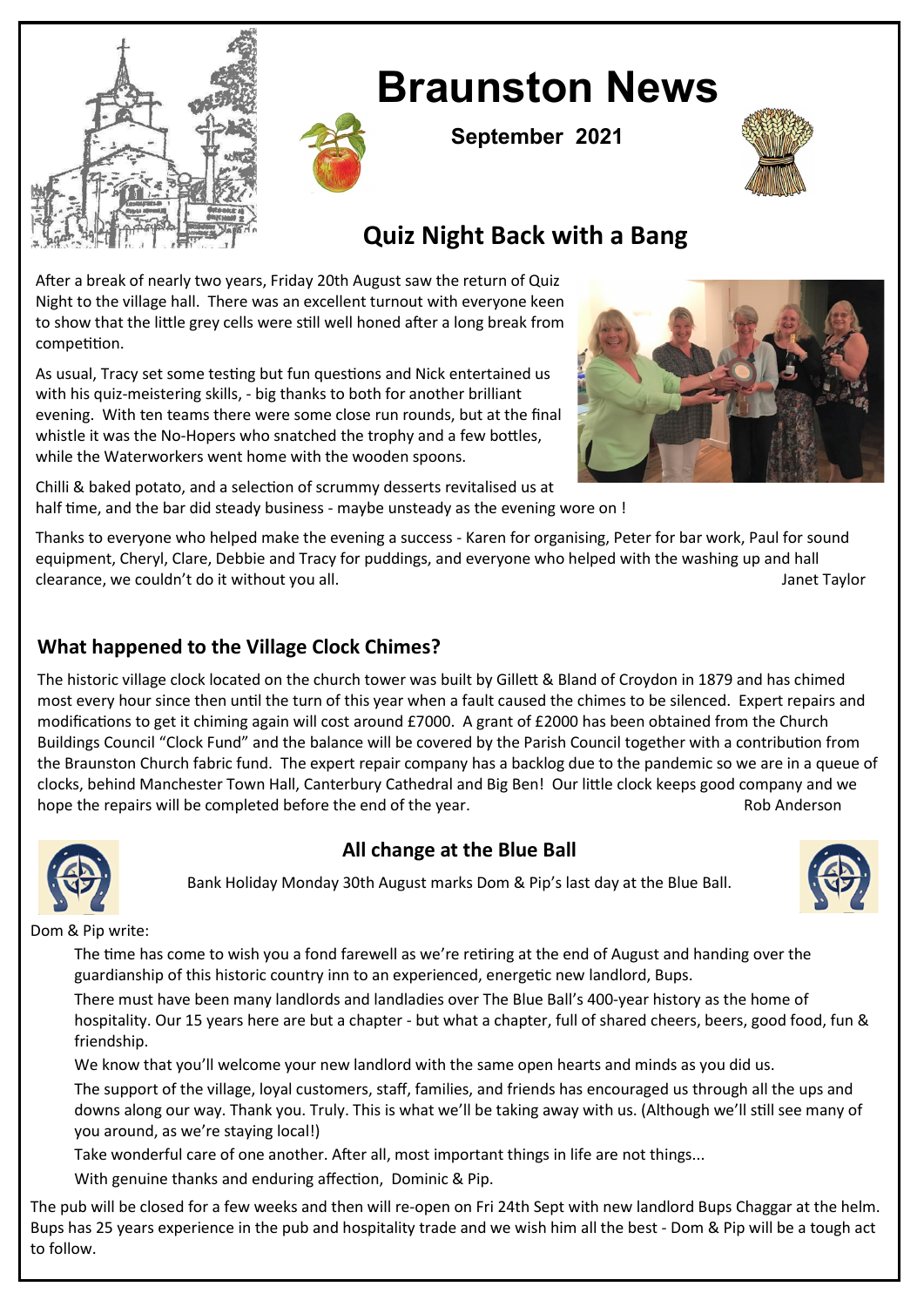# Braunston News

**September 2021**

## Quiz Night Back with a Bang

After a break of nearly two years, Friday 20th August saw the return of Quiz Night to the village hall. There was an excellent turnout with everyone keen to show that the little grey cells were still well honed after a long break from competition.

As usual, Tracy set some testing but fun questions and Nick entertained us with his quiz-meistering skills, - big thanks to both for another brilliant evening. With ten teams there were some close run rounds, but at the final whistle it was the No-Hopers who snatched the trophy and a few bottles, while the Waterworkers went home with the wooden spoons.

Chilli & baked potato, and a selection of scrummy desserts revitalised us at half time, and the bar did steady business - maybe unsteady as the evening wore on !

Thanks to everyone who helped make the evening a success - Karen for organising, Peter for bar work, Paul for sound equipment, Cheryl, Clare, Debbie and Tracy for puddings, and everyone who helped with the washing up and hall clearance, we couldn't do it without you all.

Janet Taylor

## What happened to the Village Clock Chimes?

The historic village clock located on the church tower was built by Gillett & Bland of Croydon in 1879 and has chimed most every hour since then until the turn of this year when a fault caused the chimes to be silenced. Expert repairs and modifications to get it chiming again will cost around £7000. A grant of £2000 has been obtained from the Church Buildings Council "Clock Fund" and the balance will be covered by the Parish Council together with a contribution from the Braunston Church fabric fund. The expert repair company has a backlog due to the pandemic so we are in a queue of clocks, behind Manchester Town Hall, Canterbury Cathedral and Big Ben! Our little clock keeps good company and we hope the repairs will be completed before the end of the year.

Rob Anderson

## All change at the Blue Ball

Bank Holiday Monday 30th August marks Dom & Pip's last day at the Blue Ball.

Dom & Pip write:

The time has come to wish you a fond farewell as we're retiring at the end of August and handing over the guardianship of this historic country inn to an experienced, energetic new landlord, Bups.

There must have been many landlords and landladies over The Blue Ball's 400-year history as the home of hospitality. Our 15 years here are but a chapter - but what a chapter, full of shared cheers, beers, good food, fun & friendship.

We know that you'll welcome your new landlord with the same open hearts and minds as you did us.

The support of the village, loyal customers, staff, families, and friends has encouraged us through all the ups and downs along our way. Thank you. Truly. This is what we'll be taking away with us. (Although we'll still see many of you around, as we're staying local!)

Take wonderful care of one another. After all, most important things in life are not things...

With genuine thanks and enduring affection, Dominic & Pip.

The pub will be closed for a few weeks and then will re-open on Fri 24th Sept with new landlord Bups Chaggar at the helm. Bups has 25 years experience in the pub and hospitality trade and we wish him all the best - Dom & Pip will be a tough act to follow.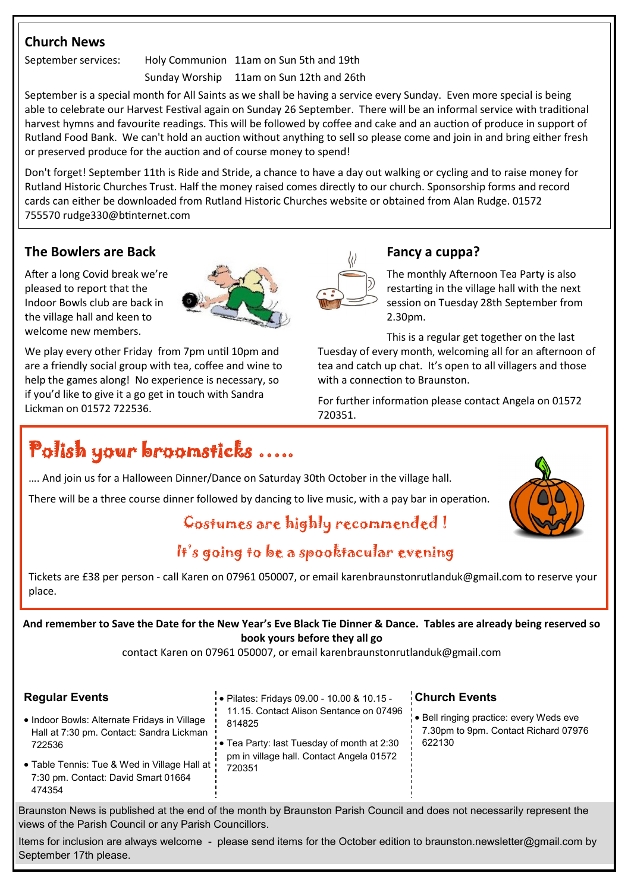## Church News

September services: Holy Communion 11am on Sun 5th and 19th

Sunday Worship 11am on Sun 12th and 26th

September is a special month for All Saints as we shall be having a service every Sunday. Even more special is being able to celebrate our Harvest Festival again on Sunday 26 September. There will be an informal service with traditional harvest hymns and favourite readings. This will be followed by coffee and cake and an auction of produce in support of Rutland Food Bank. We can't hold an auction without anything to sell so please come and join in and bring either fresh or preserved produce for the auction and of course money to spend!

Don't forget! September 11th is Ride and Stride, a chance to have a day out walking or cycling and to raise money for Rutland Historic Churches Trust. Half the money raised comes directly to our church. Sponsorship forms and record cards can either be downloaded from Rutland Historic Churches website or obtained from Alan Rudge. 01572 755570 rudge330@btinternet.com

## The Bowlers are Back

After a long Covid break we're pleased to report that the Indoor Bowls club are back in the village hall and keen to welcome new members.

We play every other Friday from 7pm until 10pm and are a friendly social group with tea, coffee and wine to help the games along! No experience is necessary, so if you'd like to give it a go get in touch with Sandra Lickman on 01572 722536.

## Fancy a cuppa?

The monthly Afternoon Tea Party is also restarting in the village hall with the next session on Tuesday 28th September from 2.30pm.

This is a regular get together on the last Tuesday of every month, welcoming all for an afternoon of tea and catch up chat. It's open to all villagers and those with a connection to Braunston.

For further information please contact Angela on 01572 720351.

## Polish your broomsticks .....

…. And join us for a Halloween Dinner/Dance on Saturday 30th October in the village hall.

There will be a three course dinner followed by dancing to live music, with a pay bar in operation.

**Costumes are highly recommended !**

**It's going to be a spooktacular evening**

Tickets are £38 per person - call Karen on 07961 050007, or email karenbraunstonrutlanduk@gmail.com to reserve your place.

**And remember to Save the Date for the New Year's Eve Black Tie Dinner & Dance. Tables are already being reserved so book yours before they all go**

contact Karen on 07961 050007, or email karenbraunstonrutlanduk@gmail.com

### Regular Events

- Indoor Bowls: Alternate Fridays in Village Hall at 7:30 pm. Contact: Sandra Lickman 722536
- Table Tennis: Tue & Wed in Village Hall at 7:30 pm. Contact: David Smart 01664 474354
- Pilates: Fridays 09.00 - 10.00 & 10.15 - 11.15. Contact Alison Sentance on 07496 814825
- Tea Party: last Tuesday of month at 2:30 pm in village hall. Contact Angela 01572 720351

### Church Events

- Bell ringing practice: every Weds eve 7.30pm to 9pm. Contact Richard 07976 622130

Braunston News is published at the end of the month by Braunston Parish Council and does not necessarily represent the views of the Parish Council or any Parish Councillors.

Items for inclusion are always welcome - please send items for the October edition to braunston.newsletter@gmail.com by September 17th please.